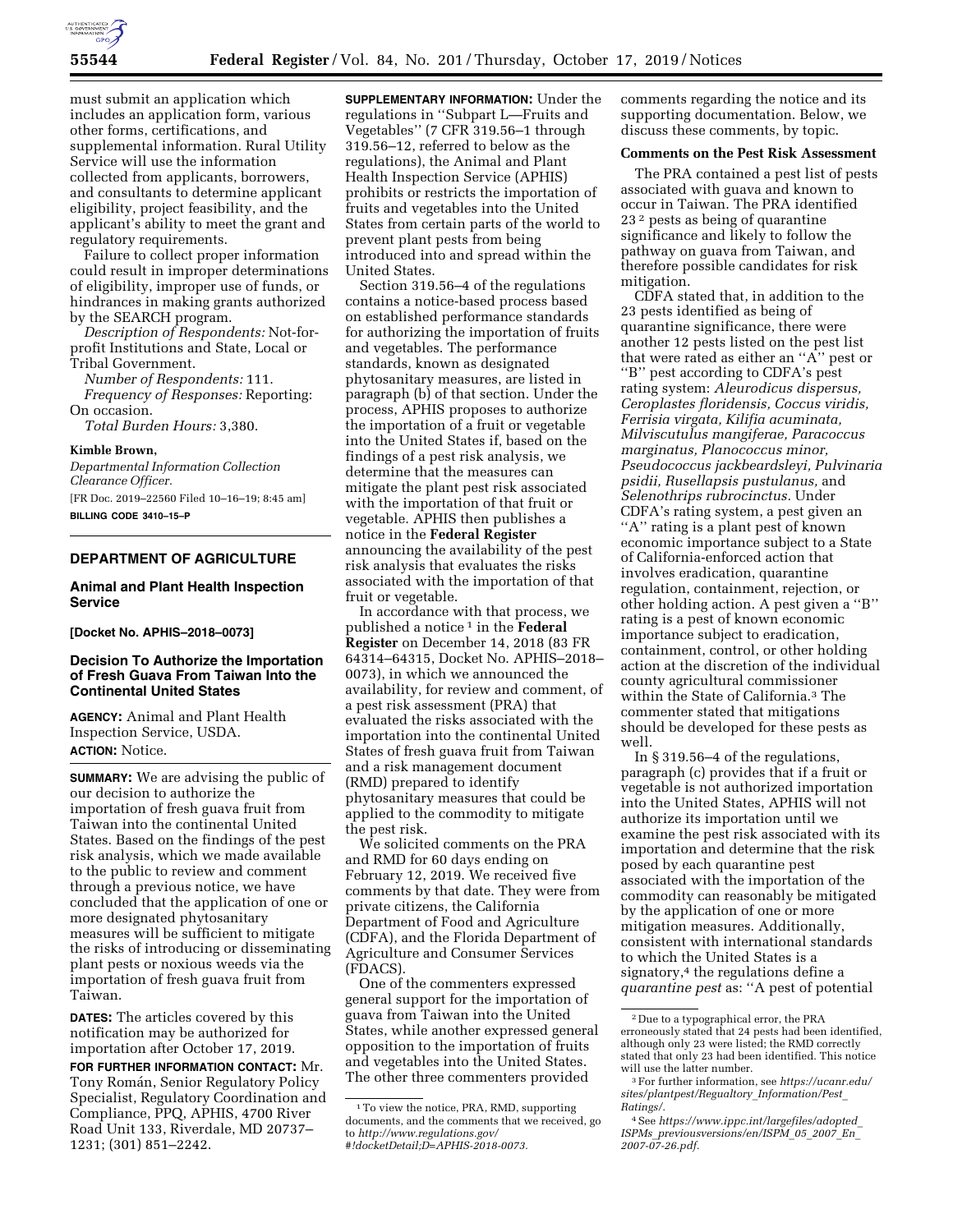must submit an application which includes an application form, various other forms, certifications, and supplemental information. Rural Utility Service will use the information collected from applicants, borrowers, and consultants to determine applicant eligibility, project feasibility, and the applicant's ability to meet the grant and regulatory requirements.

Failure to collect proper information could result in improper determinations of eligibility, improper use of funds, or hindrances in making grants authorized by the SEARCH program.

*Description of Respondents:* Not-for-profit Institutions and State, Local or Tribal Government.

*Number of Respondents:* 111.

*Frequency of Responses:* Reporting: On occasion.

*Total Burden Hours:* 3,380.

**Kimble Brown,**

*Departmental Information Collection Clearance Officer.*

[FR Doc. 2019–22560 Filed 10–16–19; 8:45 am]

**BILLING CODE 3410–15–P**

## DEPARTMENT OF AGRICULTURE

### Animal and Plant Health Inspection Service

**[Docket No. APHIS–2018–0073]**

### Decision To Authorize the Importation of Fresh Guava From Taiwan Into the Continental United States

**AGENCY:** Animal and Plant Health Inspection Service, USDA.

**ACTION:** Notice.

**SUMMARY:** We are advising the public of our decision to authorize the importation of fresh guava fruit from Taiwan into the continental United States. Based on the findings of the pest risk analysis, which we made available to the public to review and comment through a previous notice, we have concluded that the application of one or more designated phytosanitary measures will be sufficient to mitigate the risks of introducing or disseminating plant pests or noxious weeds via the importation of fresh guava fruit from Taiwan.

**DATES:** The articles covered by this notification may be authorized for importation after October 17, 2019.

**FOR FURTHER INFORMATION CONTACT:** Mr. Tony Román, Senior Regulatory Policy Specialist, Regulatory Coordination and Compliance, PPQ, APHIS, 4700 River Road Unit 133, Riverdale, MD 20737–1231; (301) 851–2242.

**SUPPLEMENTARY INFORMATION:** Under the regulations in ''Subpart L—Fruits and Vegetables'' (7 CFR 319.56–1 through 319.56–12, referred to below as the regulations), the Animal and Plant Health Inspection Service (APHIS) prohibits or restricts the importation of fruits and vegetables into the United States from certain parts of the world to prevent plant pests from being introduced into and spread within the United States.

Section 319.56–4 of the regulations contains a notice-based process based on established performance standards for authorizing the importation of fruits and vegetables. The performance standards, known as designated phytosanitary measures, are listed in paragraph (b) of that section. Under the process, APHIS proposes to authorize the importation of a fruit or vegetable into the United States if, based on the findings of a pest risk analysis, we determine that the measures can mitigate the plant pest risk associated with the importation of that fruit or vegetable. APHIS then publishes a notice in the **Federal Register** announcing the availability of the pest risk analysis that evaluates the risks associated with the importation of that fruit or vegetable.

In accordance with that process, we published a notice [1] in the **Federal Register** on December 14, 2018 (83 FR 64314–64315, Docket No. APHIS–2018–0073), in which we announced the availability, for review and comment, of a pest risk assessment (PRA) that evaluated the risks associated with the importation into the continental United States of fresh guava fruit from Taiwan and a risk management document (RMD) prepared to identify phytosanitary measures that could be applied to the commodity to mitigate the pest risk.

We solicited comments on the PRA and RMD for 60 days ending on February 12, 2019. We received five comments by that date. They were from private citizens, the California Department of Food and Agriculture (CDFA), and the Florida Department of Agriculture and Consumer Services (FDACS).

One of the commenters expressed general support for the importation of guava from Taiwan into the United States, while another expressed general opposition to the importation of fruits and vegetables into the United States. The other three commenters provided comments regarding the notice and its supporting documentation. Below, we discuss these comments, by topic.

#### Comments on the Pest Risk Assessment

The PRA contained a pest list of pests associated with guava and known to occur in Taiwan. The PRA identified 23 [2] pests as being of quarantine significance and likely to follow the pathway on guava from Taiwan, and therefore possible candidates for risk mitigation.

CDFA stated that, in addition to the 23 pests identified as being of quarantine significance, there were another 12 pests listed on the pest list that were rated as either an ''A'' pest or ''B'' pest according to CDFA's pest rating system: *Aleurodicus dispersus, Ceroplastes floridensis, Coccus viridis, Ferrisia virgata, Kilifia acuminata, Milviscutulus mangiferae, Paracoccus marginatus, Planococcus minor, Pseudococcus jackbeardsleyi, Pulvinaria psidii, Rusellapsis pustulanus,* and *Selenothrips rubrocinctus.* Under CDFA's rating system, a pest given an ''A'' rating is a plant pest of known economic importance subject to a State of California-enforced action that involves eradication, quarantine regulation, containment, rejection, or other holding action. A pest given a ''B'' rating is a pest of known economic importance subject to eradication, containment, control, or other holding action at the discretion of the individual county agricultural commissioner within the State of California.[3] The commenter stated that mitigations should be developed for these pests as well.

In § 319.56–4 of the regulations, paragraph (c) provides that if a fruit or vegetable is not authorized importation into the United States, APHIS will not authorize its importation until we examine the pest risk associated with its importation and determine that the risk posed by each quarantine pest associated with the importation of the commodity can reasonably be mitigated by the application of one or more mitigation measures. Additionally, consistent with international standards to which the United States is a signatory,[4] the regulations define a *quarantine pest* as: ''A pest of potential

---

[1] To view the notice, PRA, RMD, supporting documents, and the comments that we received, go to *http://www.regulations.gov/#!docketDetail;D=APHIS-2018-0073.*

[2] Due to a typographical error, the PRA erroneously stated that 24 pests had been identified, although only 23 were listed; the RMD correctly stated that only 23 had been identified. This notice will use the latter number.

[3] For further information, see *https://ucanr.edu/sites/plantpest/Regualtory_Information/Pest_Ratings/.*

[4] See *https://www.ippc.int/largefiles/adopted_ISPMs_previousversions/en/ISPM_05_2007_En_2007-07-26.pdf.*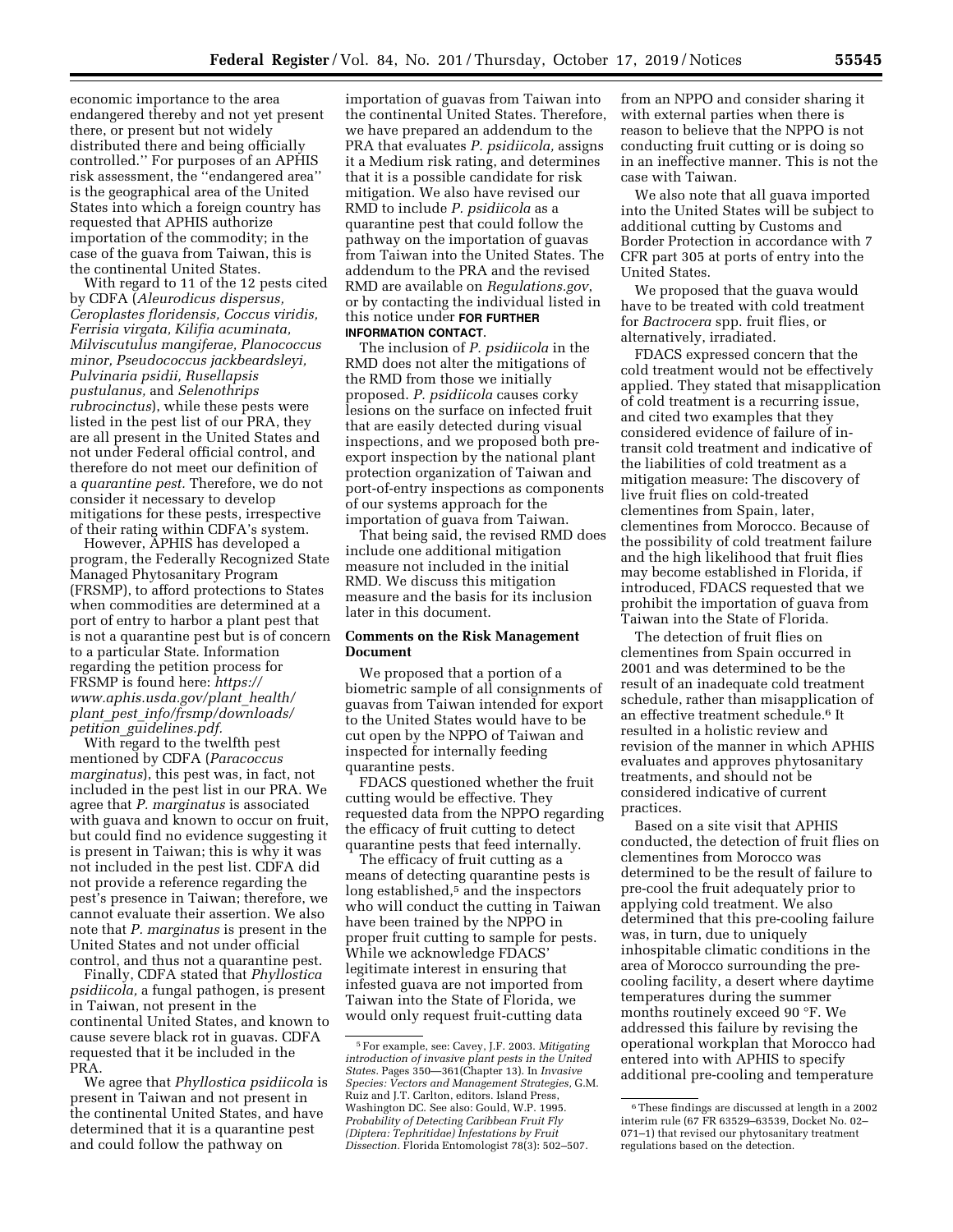economic importance to the area endangered thereby and not yet present there, or present but not widely distributed there and being officially controlled.'' For purposes of an APHIS risk assessment, the ''endangered area'' is the geographical area of the United States into which a foreign country has requested that APHIS authorize importation of the commodity; in the case of the guava from Taiwan, this is the continental United States.

With regard to 11 of the 12 pests cited by CDFA (*Aleurodicus dispersus, Ceroplastes floridensis, Coccus viridis, Ferrisia virgata, Kilifia acuminata, Milviscutulus mangiferae, Planococcus minor, Pseudococcus jackbeardsleyi, Pulvinaria psidii, Rusellapsis pustulanus,* and *Selenothrips rubrocinctus*), while these pests were listed in the pest list of our PRA, they are all present in the United States and not under Federal official control, and therefore do not meet our definition of a *quarantine pest.* Therefore, we do not consider it necessary to develop mitigations for these pests, irrespective of their rating within CDFA's system.

However, APHIS has developed a program, the Federally Recognized State Managed Phytosanitary Program (FRSMP), to afford protections to States when commodities are determined at a port of entry to harbor a plant pest that is not a quarantine pest but is of concern to a particular State. Information regarding the petition process for FRSMP is found here: *https://www.aphis.usda.gov/plant_health/plant_pest_info/frsmp/downloads/petition_guidelines.pdf.*

With regard to the twelfth pest mentioned by CDFA (*Paracoccus marginatus*), this pest was, in fact, not included in the pest list in our PRA. We agree that *P. marginatus* is associated with guava and known to occur on fruit, but could find no evidence suggesting it is present in Taiwan; this is why it was not included in the pest list. CDFA did not provide a reference regarding the pest's presence in Taiwan; therefore, we cannot evaluate their assertion. We also note that *P. marginatus* is present in the United States and not under official control, and thus not a quarantine pest.

Finally, CDFA stated that *Phyllostica psidiicola,* a fungal pathogen, is present in Taiwan, not present in the continental United States, and known to cause severe black rot in guavas. CDFA requested that it be included in the PRA.

We agree that *Phyllostica psidiicola* is present in Taiwan and not present in the continental United States, and have determined that it is a quarantine pest and could follow the pathway on importation of guavas from Taiwan into the continental United States. Therefore, we have prepared an addendum to the PRA that evaluates *P. psidiicola,* assigns it a Medium risk rating, and determines that it is a possible candidate for risk mitigation. We also have revised our RMD to include *P. psidiicola* as a quarantine pest that could follow the pathway on the importation of guavas from Taiwan into the United States. The addendum to the PRA and the revised RMD are available on *Regulations.gov*, or by contacting the individual listed in this notice under **FOR FURTHER INFORMATION CONTACT**.

The inclusion of *P. psidiicola* in the RMD does not alter the mitigations of the RMD from those we initially proposed. *P. psidiicola* causes corky lesions on the surface on infected fruit that are easily detected during visual inspections, and we proposed both pre-export inspection by the national plant protection organization of Taiwan and port-of-entry inspections as components of our systems approach for the importation of guava from Taiwan.

That being said, the revised RMD does include one additional mitigation measure not included in the initial RMD. We discuss this mitigation measure and the basis for its inclusion later in this document.

## Comments on the Risk Management Document

We proposed that a portion of a biometric sample of all consignments of guavas from Taiwan intended for export to the United States would have to be cut open by the NPPO of Taiwan and inspected for internally feeding quarantine pests.

FDACS questioned whether the fruit cutting would be effective. They requested data from the NPPO regarding the efficacy of fruit cutting to detect quarantine pests that feed internally.

The efficacy of fruit cutting as a means of detecting quarantine pests is long established,[5] and the inspectors who will conduct the cutting in Taiwan have been trained by the NPPO in proper fruit cutting to sample for pests. While we acknowledge FDACS' legitimate interest in ensuring that infested guava are not imported from Taiwan into the State of Florida, we would only request fruit-cutting data from an NPPO and consider sharing it with external parties when there is reason to believe that the NPPO is not conducting fruit cutting or is doing so in an ineffective manner. This is not the case with Taiwan.

We also note that all guava imported into the United States will be subject to additional cutting by Customs and Border Protection in accordance with 7 CFR part 305 at ports of entry into the United States.

We proposed that the guava would have to be treated with cold treatment for *Bactrocera* spp. fruit flies, or alternatively, irradiated.

FDACS expressed concern that the cold treatment would not be effectively applied. They stated that misapplication of cold treatment is a recurring issue, and cited two examples that they considered evidence of failure of in-transit cold treatment and indicative of the liabilities of cold treatment as a mitigation measure: The discovery of live fruit flies on cold-treated clementines from Spain, later, clementines from Morocco. Because of the possibility of cold treatment failure and the high likelihood that fruit flies may become established in Florida, if introduced, FDACS requested that we prohibit the importation of guava from Taiwan into the State of Florida.

The detection of fruit flies on clementines from Spain occurred in 2001 and was determined to be the result of an inadequate cold treatment schedule, rather than misapplication of an effective treatment schedule.[6] It resulted in a holistic review and revision of the manner in which APHIS evaluates and approves phytosanitary treatments, and should not be considered indicative of current practices.

Based on a site visit that APHIS conducted, the detection of fruit flies on clementines from Morocco was determined to be the result of failure to pre-cool the fruit adequately prior to applying cold treatment. We also determined that this pre-cooling failure was, in turn, due to uniquely inhospitable climatic conditions in the area of Morocco surrounding the pre-cooling facility, a desert where daytime temperatures during the summer months routinely exceed 90 °F. We addressed this failure by revising the operational workplan that Morocco had entered into with APHIS to specify additional pre-cooling and temperature

---

[5] For example, see: Cavey, J.F. 2003. *Mitigating introduction of invasive plant pests in the United States.* Pages 350—361(Chapter 13). In *Invasive Species: Vectors and Management Strategies,* G.M. Ruiz and J.T. Carlton, editors. Island Press, Washington DC. See also: Gould, W.P. 1995. *Probability of Detecting Caribbean Fruit Fly (Diptera: Tephritidae) Infestations by Fruit Dissection.* Florida Entomologist 78(3): 502–507.

[6] These findings are discussed at length in a 2002 interim rule (67 FR 63529–63539, Docket No. 02–071–1) that revised our phytosanitary treatment regulations based on the detection.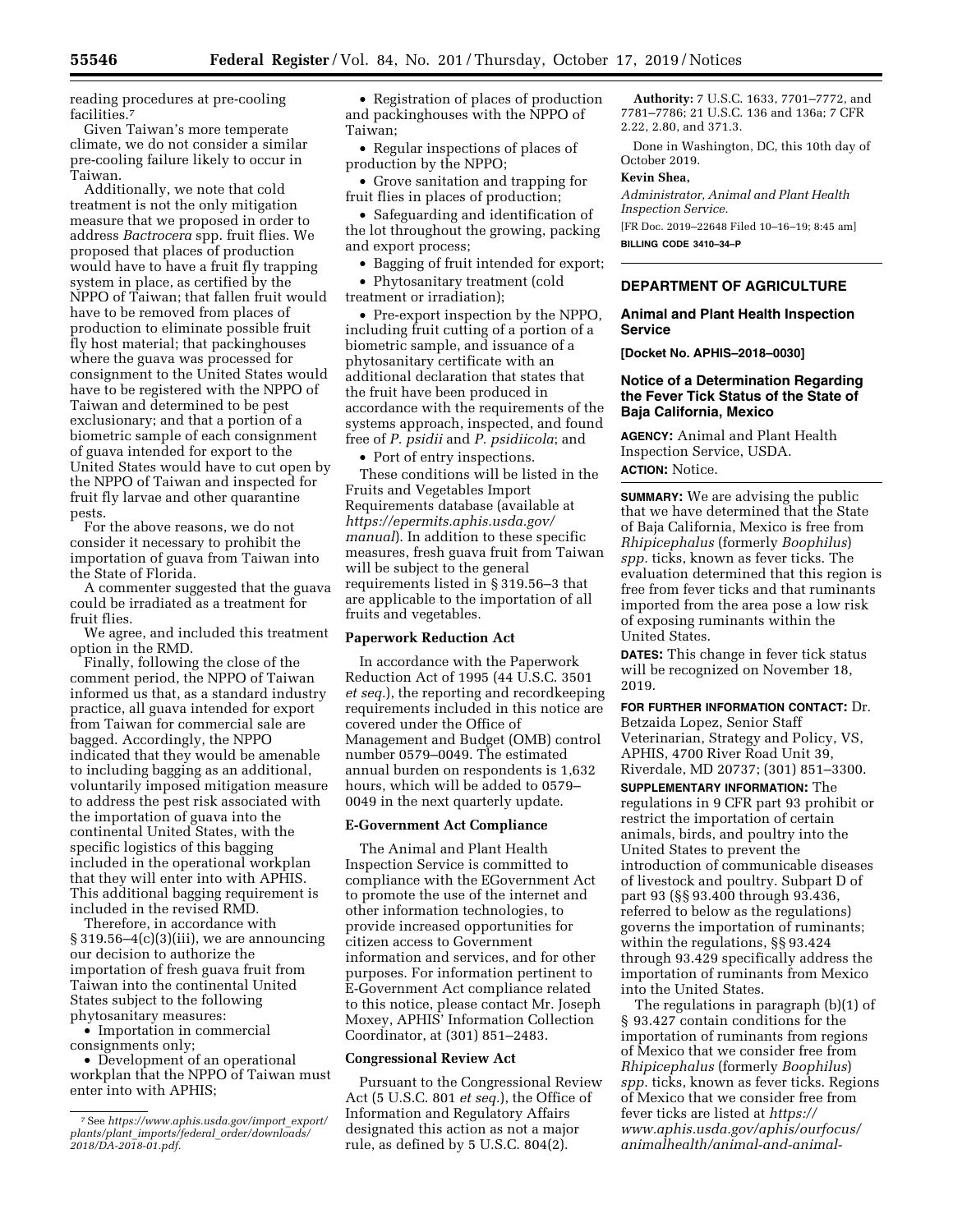reading procedures at pre-cooling facilities.[7]

Given Taiwan's more temperate climate, we do not consider a similar pre-cooling failure likely to occur in Taiwan.

Additionally, we note that cold treatment is not the only mitigation measure that we proposed in order to address *Bactrocera* spp. fruit flies. We proposed that places of production would have to have a fruit fly trapping system in place, as certified by the NPPO of Taiwan; that fallen fruit would have to be removed from places of production to eliminate possible fruit fly host material; that packinghouses where the guava was processed for consignment to the United States would have to be registered with the NPPO of Taiwan and determined to be pest exclusionary; and that a portion of a biometric sample of each consignment of guava intended for export to the United States would have to cut open by the NPPO of Taiwan and inspected for fruit fly larvae and other quarantine pests.

For the above reasons, we do not consider it necessary to prohibit the importation of guava from Taiwan into the State of Florida.

A commenter suggested that the guava could be irradiated as a treatment for fruit flies.

We agree, and included this treatment option in the RMD.

Finally, following the close of the comment period, the NPPO of Taiwan informed us that, as a standard industry practice, all guava intended for export from Taiwan for commercial sale are bagged. Accordingly, the NPPO indicated that they would be amenable to including bagging as an additional, voluntarily imposed mitigation measure to address the pest risk associated with the importation of guava into the continental United States, with the specific logistics of this bagging included in the operational workplan that they will enter into with APHIS. This additional bagging requirement is included in the revised RMD.

Therefore, in accordance with § 319.56–4(c)(3)(iii), we are announcing our decision to authorize the importation of fresh guava fruit from Taiwan into the continental United States subject to the following phytosanitary measures:

- Importation in commercial consignments only;
- Development of an operational workplan that the NPPO of Taiwan must enter into with APHIS;
- Registration of places of production and packinghouses with the NPPO of Taiwan;
- Regular inspections of places of production by the NPPO;
- Grove sanitation and trapping for fruit flies in places of production;
- Safeguarding and identification of the lot throughout the growing, packing and export process;
- Bagging of fruit intended for export;
- Phytosanitary treatment (cold treatment or irradiation);
- Pre-export inspection by the NPPO, including fruit cutting of a portion of a biometric sample, and issuance of a phytosanitary certificate with an additional declaration that states that the fruit have been produced in accordance with the requirements of the systems approach, inspected, and found free of *P. psidii* and *P. psidiicola*; and
- Port of entry inspections.

These conditions will be listed in the Fruits and Vegetables Import Requirements database (available at *https://epermits.aphis.usda.gov/manual*). In addition to these specific measures, fresh guava fruit from Taiwan will be subject to the general requirements listed in § 319.56–3 that are applicable to the importation of all fruits and vegetables.

[7] See *https://www.aphis.usda.gov/import_export/plants/plant_imports/federal_order/downloads/2018/DA-2018-01.pdf*.

## Paperwork Reduction Act

In accordance with the Paperwork Reduction Act of 1995 (44 U.S.C. 3501 *et seq.*), the reporting and recordkeeping requirements included in this notice are covered under the Office of Management and Budget (OMB) control number 0579–0049. The estimated annual burden on respondents is 1,632 hours, which will be added to 0579–0049 in the next quarterly update.

## E-Government Act Compliance

The Animal and Plant Health Inspection Service is committed to compliance with the EGovernment Act to promote the use of the internet and other information technologies, to provide increased opportunities for citizen access to Government information and services, and for other purposes. For information pertinent to E-Government Act compliance related to this notice, please contact Mr. Joseph Moxey, APHIS' Information Collection Coordinator, at (301) 851–2483.

## Congressional Review Act

Pursuant to the Congressional Review Act (5 U.S.C. 801 *et seq.*), the Office of Information and Regulatory Affairs designated this action as not a major rule, as defined by 5 U.S.C. 804(2).

**Authority:** 7 U.S.C. 1633, 7701–7772, and 7781–7786; 21 U.S.C. 136 and 136a; 7 CFR 2.22, 2.80, and 371.3.

Done in Washington, DC, this 10th day of October 2019.

**Kevin Shea,**

*Administrator, Animal and Plant Health Inspection Service.*

[FR Doc. 2019–22648 Filed 10–16–19; 8:45 am]

**BILLING CODE 3410–34–P**

# DEPARTMENT OF AGRICULTURE

## Animal and Plant Health Inspection Service

**[Docket No. APHIS–2018–0030]**

## Notice of a Determination Regarding the Fever Tick Status of the State of Baja California, Mexico

**AGENCY:** Animal and Plant Health Inspection Service, USDA.

**ACTION:** Notice.

**SUMMARY:** We are advising the public that we have determined that the State of Baja California, Mexico is free from *Rhipicephalus* (formerly *Boophilus*) *spp.* ticks, known as fever ticks. The evaluation determined that this region is free from fever ticks and that ruminants imported from the area pose a low risk of exposing ruminants within the United States.

**DATES:** This change in fever tick status will be recognized on November 18, 2019.

**FOR FURTHER INFORMATION CONTACT:** Dr. Betzaida Lopez, Senior Staff Veterinarian, Strategy and Policy, VS, APHIS, 4700 River Road Unit 39, Riverdale, MD 20737; (301) 851–3300.

**SUPPLEMENTARY INFORMATION:** The regulations in 9 CFR part 93 prohibit or restrict the importation of certain animals, birds, and poultry into the United States to prevent the introduction of communicable diseases of livestock and poultry. Subpart D of part 93 (§§ 93.400 through 93.436, referred to below as the regulations) governs the importation of ruminants; within the regulations, §§ 93.424 through 93.429 specifically address the importation of ruminants from Mexico into the United States.

The regulations in paragraph (b)(1) of § 93.427 contain conditions for the importation of ruminants from regions of Mexico that we consider free from *Rhipicephalus* (formerly *Boophilus*) *spp.* ticks, known as fever ticks. Regions of Mexico that we consider free from fever ticks are listed at *https://www.aphis.usda.gov/aphis/ourfocus/animalhealth/animal-and-animal-*